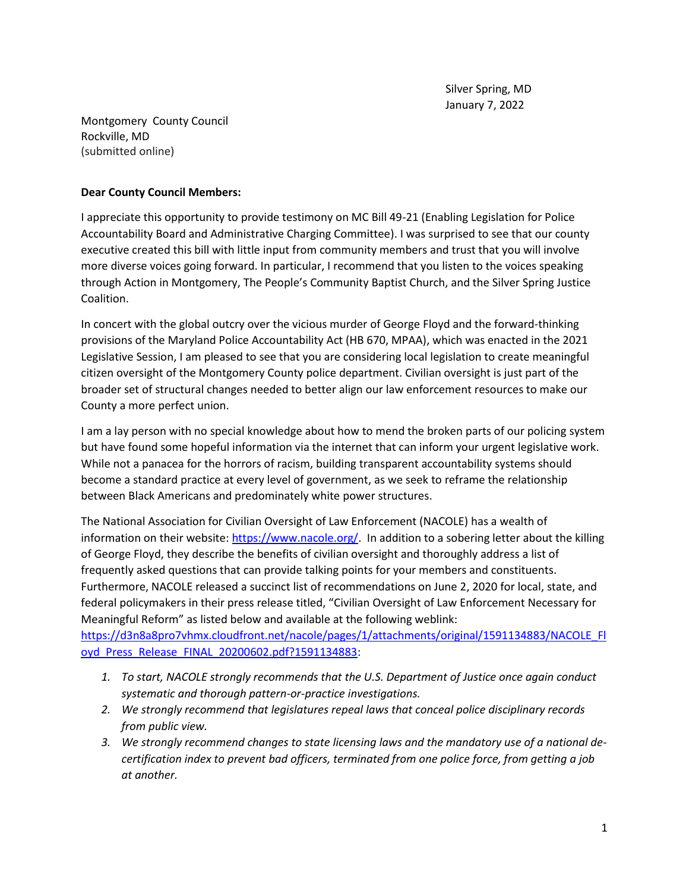Silver Spring, MD
January 7, 2022

Montgomery County Council
Rockville, MD
(submitted online)

**Dear County Council Members:**

I appreciate this opportunity to provide testimony on MC Bill 49-21 (Enabling Legislation for Police Accountability Board and Administrative Charging Committee). I was surprised to see that our county executive created this bill with little input from community members and trust that you will involve more diverse voices going forward. In particular, I recommend that you listen to the voices speaking through Action in Montgomery, The People's Community Baptist Church, and the Silver Spring Justice Coalition.

In concert with the global outcry over the vicious murder of George Floyd and the forward-thinking provisions of the Maryland Police Accountability Act (HB 670, MPAA), which was enacted in the 2021 Legislative Session, I am pleased to see that you are considering local legislation to create meaningful citizen oversight of the Montgomery County police department. Civilian oversight is just part of the broader set of structural changes needed to better align our law enforcement resources to make our County a more perfect union.

I am a lay person with no special knowledge about how to mend the broken parts of our policing system but have found some hopeful information via the internet that can inform your urgent legislative work. While not a panacea for the horrors of racism, building transparent accountability systems should become a standard practice at every level of government, as we seek to reframe the relationship between Black Americans and predominately white power structures.

The National Association for Civilian Oversight of Law Enforcement (NACOLE) has a wealth of information on their website: https://www.nacole.org/. In addition to a sobering letter about the killing of George Floyd, they describe the benefits of civilian oversight and thoroughly address a list of frequently asked questions that can provide talking points for your members and constituents. Furthermore, NACOLE released a succinct list of recommendations on June 2, 2020 for local, state, and federal policymakers in their press release titled, "Civilian Oversight of Law Enforcement Necessary for Meaningful Reform" as listed below and available at the following weblink: https://d3n8a8pro7vhmx.cloudfront.net/nacole/pages/1/attachments/original/1591134883/NACOLE_Floyd_Press_Release_FINAL_20200602.pdf?1591134883:

1. *To start, NACOLE strongly recommends that the U.S. Department of Justice once again conduct systematic and thorough pattern-or-practice investigations.*
2. *We strongly recommend that legislatures repeal laws that conceal police disciplinary records from public view.*
3. *We strongly recommend changes to state licensing laws and the mandatory use of a national de-certification index to prevent bad officers, terminated from one police force, from getting a job at another.*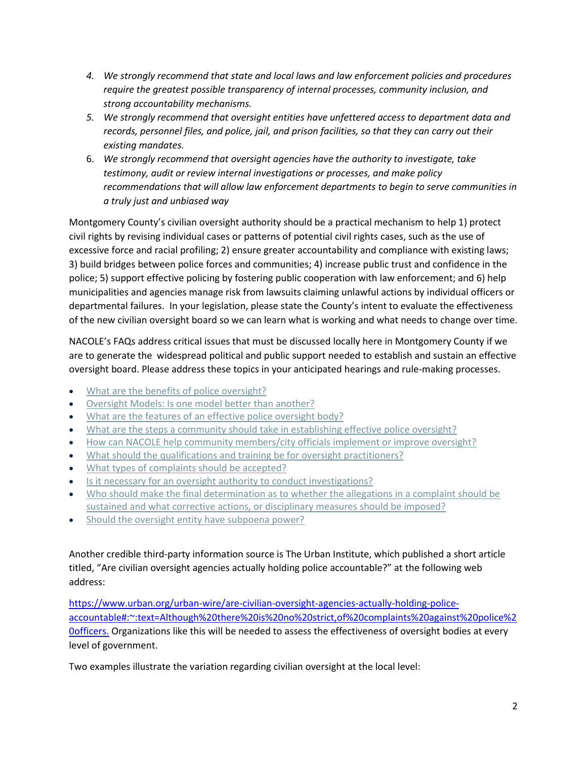4. *We strongly recommend that state and local laws and law enforcement policies and procedures require the greatest possible transparency of internal processes, community inclusion, and strong accountability mechanisms.*
5. *We strongly recommend that oversight entities have unfettered access to department data and records, personnel files, and police, jail, and prison facilities, so that they can carry out their existing mandates.*
6. *We strongly recommend that oversight agencies have the authority to investigate, take testimony, audit or review internal investigations or processes, and make policy recommendations that will allow law enforcement departments to begin to serve communities in a truly just and unbiased way*

Montgomery County's civilian oversight authority should be a practical mechanism to help 1) protect civil rights by revising individual cases or patterns of potential civil rights cases, such as the use of excessive force and racial profiling; 2) ensure greater accountability and compliance with existing laws; 3) build bridges between police forces and communities; 4) increase public trust and confidence in the police; 5) support effective policing by fostering public cooperation with law enforcement; and 6) help municipalities and agencies manage risk from lawsuits claiming unlawful actions by individual officers or departmental failures. In your legislation, please state the County's intent to evaluate the effectiveness of the new civilian oversight board so we can learn what is working and what needs to change over time.

NACOLE's FAQs address critical issues that must be discussed locally here in Montgomery County if we are to generate the widespread political and public support needed to establish and sustain an effective oversight board. Please address these topics in your anticipated hearings and rule-making processes.

- What are the benefits of police oversight?
- Oversight Models: Is one model better than another?
- What are the features of an effective police oversight body?
- What are the steps a community should take in establishing effective police oversight?
- How can NACOLE help community members/city officials implement or improve oversight?
- What should the qualifications and training be for oversight practitioners?
- What types of complaints should be accepted?
- Is it necessary for an oversight authority to conduct investigations?
- Who should make the final determination as to whether the allegations in a complaint should be sustained and what corrective actions, or disciplinary measures should be imposed?
- Should the oversight entity have subpoena power?

Another credible third-party information source is The Urban Institute, which published a short article titled, "Are civilian oversight agencies actually holding police accountable?" at the following web address:

https://www.urban.org/urban-wire/are-civilian-oversight-agencies-actually-holding-police-accountable#:~:text=Although%20there%20is%20no%20strict,of%20complaints%20against%20police%20officers. Organizations like this will be needed to assess the effectiveness of oversight bodies at every level of government.

Two examples illustrate the variation regarding civilian oversight at the local level: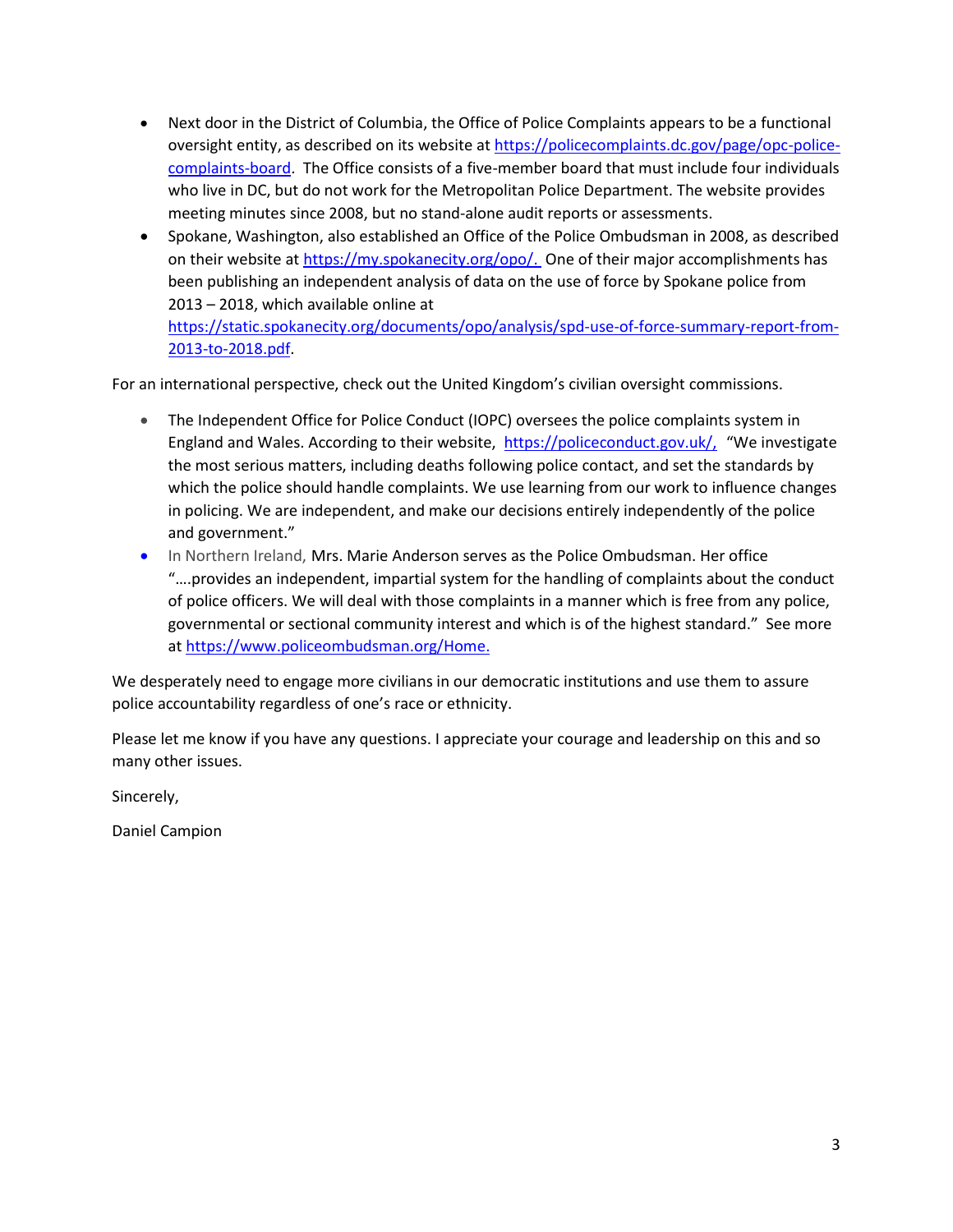- Next door in the District of Columbia, the Office of Police Complaints appears to be a functional oversight entity, as described on its website at https://policecomplaints.dc.gov/page/opc-police-complaints-board. The Office consists of a five-member board that must include four individuals who live in DC, but do not work for the Metropolitan Police Department. The website provides meeting minutes since 2008, but no stand-alone audit reports or assessments.
- Spokane, Washington, also established an Office of the Police Ombudsman in 2008, as described on their website at https://my.spokanecity.org/opo/. One of their major accomplishments has been publishing an independent analysis of data on the use of force by Spokane police from 2013 – 2018, which available online at https://static.spokanecity.org/documents/opo/analysis/spd-use-of-force-summary-report-from-2013-to-2018.pdf.

For an international perspective, check out the United Kingdom's civilian oversight commissions.

- The Independent Office for Police Conduct (IOPC) oversees the police complaints system in England and Wales. According to their website, https://policeconduct.gov.uk/, "We investigate the most serious matters, including deaths following police contact, and set the standards by which the police should handle complaints. We use learning from our work to influence changes in policing. We are independent, and make our decisions entirely independently of the police and government."
- In Northern Ireland, Mrs. Marie Anderson serves as the Police Ombudsman. Her office "….provides an independent, impartial system for the handling of complaints about the conduct of police officers. We will deal with those complaints in a manner which is free from any police, governmental or sectional community interest and which is of the highest standard." See more at https://www.policeombudsman.org/Home.

We desperately need to engage more civilians in our democratic institutions and use them to assure police accountability regardless of one's race or ethnicity.

Please let me know if you have any questions. I appreciate your courage and leadership on this and so many other issues.

Sincerely,

Daniel Campion